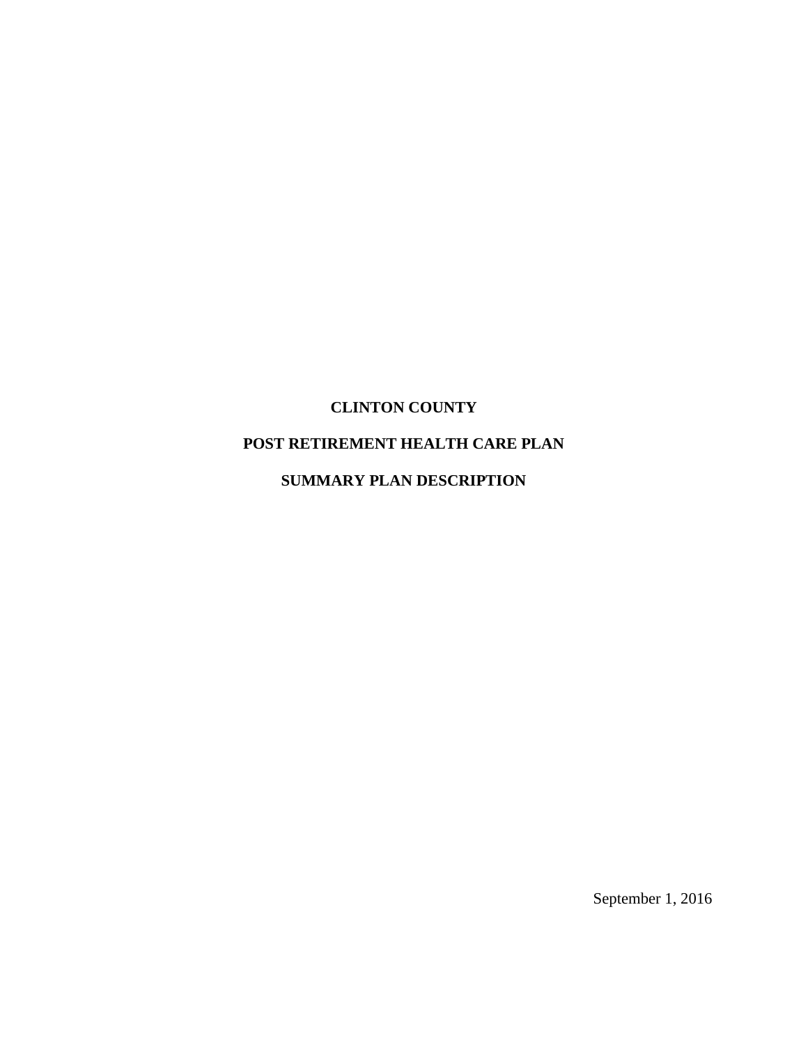# CLINTON COUNTY

# POST RETIREMENT HEALTH CARE PLAN

# SUMMARY PLAN DESCRIPTION

September 1, 2016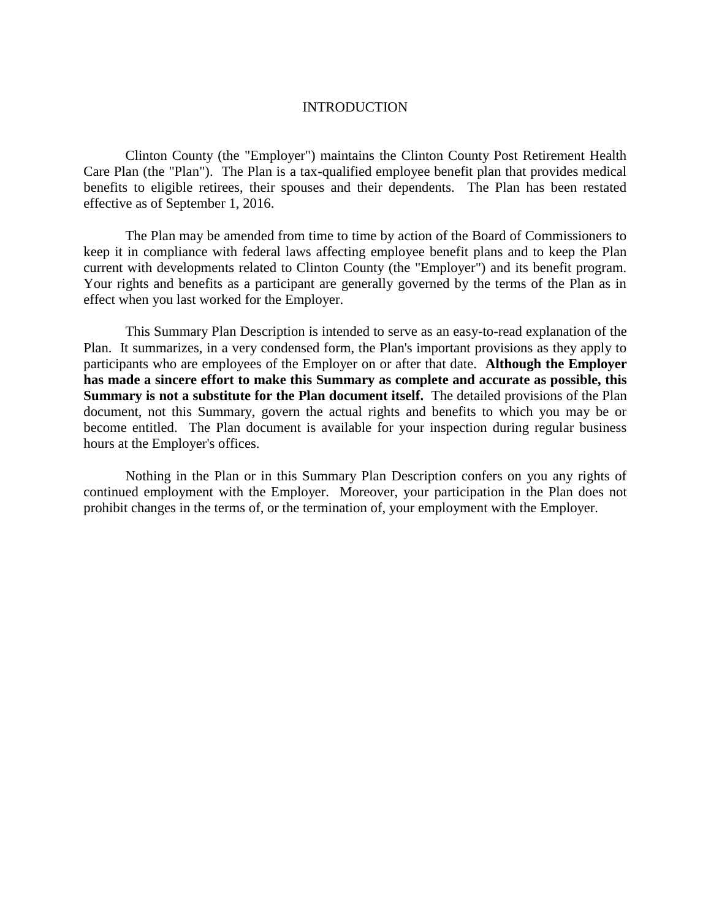# INTRODUCTION

Clinton County (the "Employer") maintains the Clinton County Post Retirement Health Care Plan (the "Plan"). The Plan is a tax-qualified employee benefit plan that provides medical benefits to eligible retirees, their spouses and their dependents. The Plan has been restated effective as of September 1, 2016.

The Plan may be amended from time to time by action of the Board of Commissioners to keep it in compliance with federal laws affecting employee benefit plans and to keep the Plan current with developments related to Clinton County (the "Employer") and its benefit program. Your rights and benefits as a participant are generally governed by the terms of the Plan as in effect when you last worked for the Employer.

This Summary Plan Description is intended to serve as an easy-to-read explanation of the Plan. It summarizes, in a very condensed form, the Plan's important provisions as they apply to participants who are employees of the Employer on or after that date. **Although the Employer has made a sincere effort to make this Summary as complete and accurate as possible, this Summary is not a substitute for the Plan document itself.** The detailed provisions of the Plan document, not this Summary, govern the actual rights and benefits to which you may be or become entitled. The Plan document is available for your inspection during regular business hours at the Employer's offices.

Nothing in the Plan or in this Summary Plan Description confers on you any rights of continued employment with the Employer. Moreover, your participation in the Plan does not prohibit changes in the terms of, or the termination of, your employment with the Employer.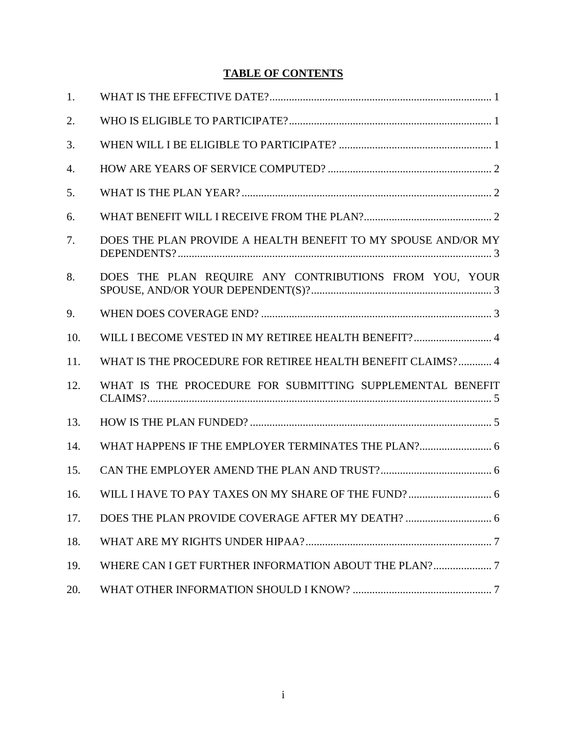# TABLE OF CONTENTS

| | | |
|---|---|---|
| 1. | WHAT IS THE EFFECTIVE DATE? | 1 |
| 2. | WHO IS ELIGIBLE TO PARTICIPATE? | 1 |
| 3. | WHEN WILL I BE ELIGIBLE TO PARTICIPATE? | 1 |
| 4. | HOW ARE YEARS OF SERVICE COMPUTED? | 2 |
| 5. | WHAT IS THE PLAN YEAR? | 2 |
| 6. | WHAT BENEFIT WILL I RECEIVE FROM THE PLAN? | 2 |
| 7. | DOES THE PLAN PROVIDE A HEALTH BENEFIT TO MY SPOUSE AND/OR MY DEPENDENTS? | 3 |
| 8. | DOES THE PLAN REQUIRE ANY CONTRIBUTIONS FROM YOU, YOUR SPOUSE, AND/OR YOUR DEPENDENT(S)? | 3 |
| 9. | WHEN DOES COVERAGE END? | 3 |
| 10. | WILL I BECOME VESTED IN MY RETIREE HEALTH BENEFIT? | 4 |
| 11. | WHAT IS THE PROCEDURE FOR RETIREE HEALTH BENEFIT CLAIMS? | 4 |
| 12. | WHAT IS THE PROCEDURE FOR SUBMITTING SUPPLEMENTAL BENEFIT CLAIMS? | 5 |
| 13. | HOW IS THE PLAN FUNDED? | 5 |
| 14. | WHAT HAPPENS IF THE EMPLOYER TERMINATES THE PLAN? | 6 |
| 15. | CAN THE EMPLOYER AMEND THE PLAN AND TRUST? | 6 |
| 16. | WILL I HAVE TO PAY TAXES ON MY SHARE OF THE FUND? | 6 |
| 17. | DOES THE PLAN PROVIDE COVERAGE AFTER MY DEATH? | 6 |
| 18. | WHAT ARE MY RIGHTS UNDER HIPAA? | 7 |
| 19. | WHERE CAN I GET FURTHER INFORMATION ABOUT THE PLAN? | 7 |
| 20. | WHAT OTHER INFORMATION SHOULD I KNOW? | 7 |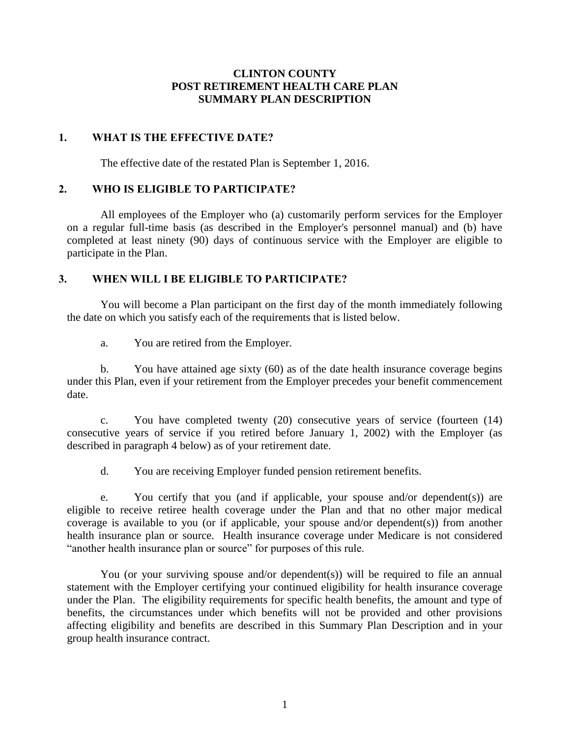# CLINTON COUNTY
# POST RETIREMENT HEALTH CARE PLAN
# SUMMARY PLAN DESCRIPTION

## 1. WHAT IS THE EFFECTIVE DATE?

The effective date of the restated Plan is September 1, 2016.

## 2. WHO IS ELIGIBLE TO PARTICIPATE?

All employees of the Employer who (a) customarily perform services for the Employer on a regular full-time basis (as described in the Employer's personnel manual) and (b) have completed at least ninety (90) days of continuous service with the Employer are eligible to participate in the Plan.

## 3. WHEN WILL I BE ELIGIBLE TO PARTICIPATE?

You will become a Plan participant on the first day of the month immediately following the date on which you satisfy each of the requirements that is listed below.

a. You are retired from the Employer.

b. You have attained age sixty (60) as of the date health insurance coverage begins under this Plan, even if your retirement from the Employer precedes your benefit commencement date.

c. You have completed twenty (20) consecutive years of service (fourteen (14) consecutive years of service if you retired before January 1, 2002) with the Employer (as described in paragraph 4 below) as of your retirement date.

d. You are receiving Employer funded pension retirement benefits.

e. You certify that you (and if applicable, your spouse and/or dependent(s)) are eligible to receive retiree health coverage under the Plan and that no other major medical coverage is available to you (or if applicable, your spouse and/or dependent(s)) from another health insurance plan or source. Health insurance coverage under Medicare is not considered "another health insurance plan or source" for purposes of this rule.

You (or your surviving spouse and/or dependent(s)) will be required to file an annual statement with the Employer certifying your continued eligibility for health insurance coverage under the Plan. The eligibility requirements for specific health benefits, the amount and type of benefits, the circumstances under which benefits will not be provided and other provisions affecting eligibility and benefits are described in this Summary Plan Description and in your group health insurance contract.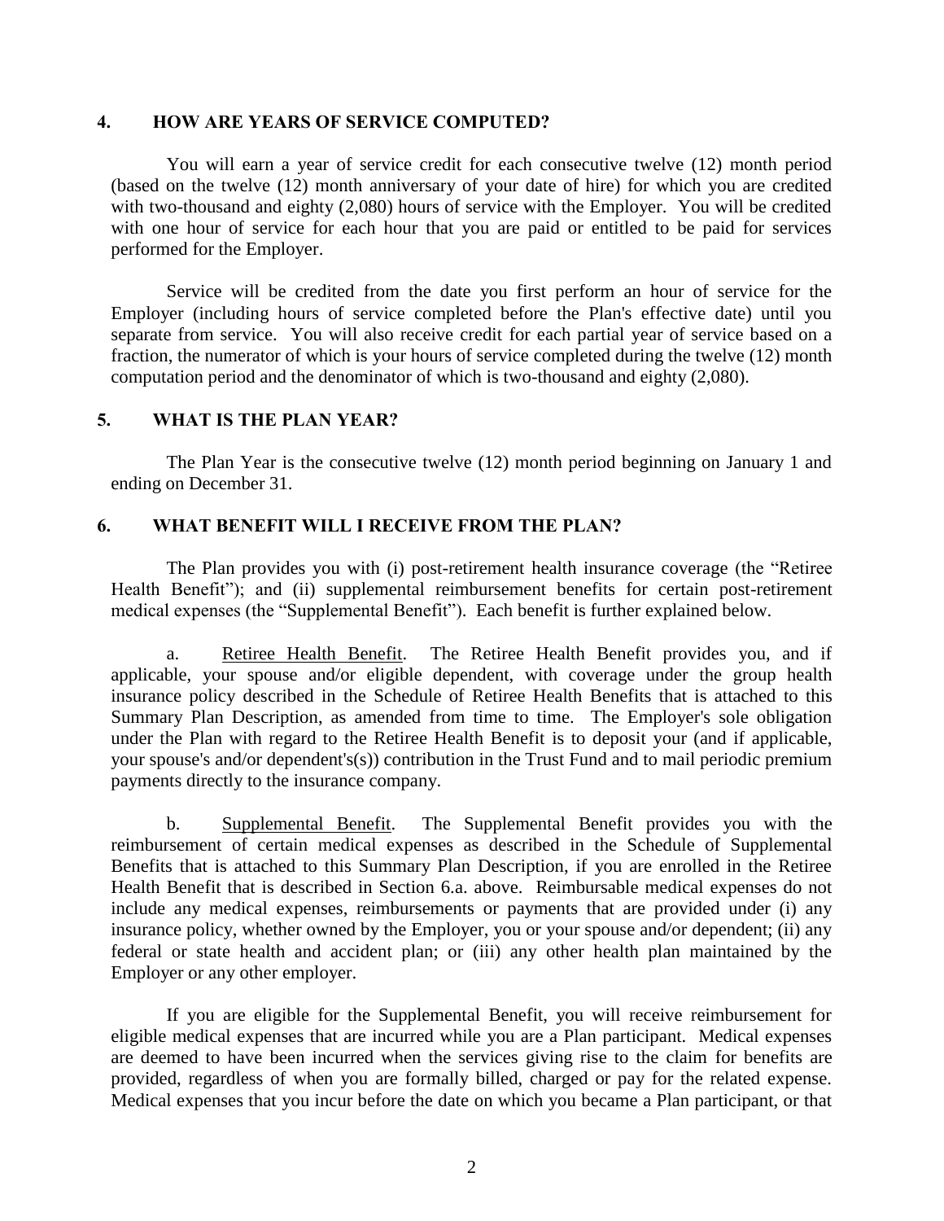## 4. HOW ARE YEARS OF SERVICE COMPUTED?

You will earn a year of service credit for each consecutive twelve (12) month period (based on the twelve (12) month anniversary of your date of hire) for which you are credited with two-thousand and eighty (2,080) hours of service with the Employer. You will be credited with one hour of service for each hour that you are paid or entitled to be paid for services performed for the Employer.

Service will be credited from the date you first perform an hour of service for the Employer (including hours of service completed before the Plan's effective date) until you separate from service. You will also receive credit for each partial year of service based on a fraction, the numerator of which is your hours of service completed during the twelve (12) month computation period and the denominator of which is two-thousand and eighty (2,080).

## 5. WHAT IS THE PLAN YEAR?

The Plan Year is the consecutive twelve (12) month period beginning on January 1 and ending on December 31.

## 6. WHAT BENEFIT WILL I RECEIVE FROM THE PLAN?

The Plan provides you with (i) post-retirement health insurance coverage (the "Retiree Health Benefit"); and (ii) supplemental reimbursement benefits for certain post-retirement medical expenses (the "Supplemental Benefit"). Each benefit is further explained below.

a. Retiree Health Benefit. The Retiree Health Benefit provides you, and if applicable, your spouse and/or eligible dependent, with coverage under the group health insurance policy described in the Schedule of Retiree Health Benefits that is attached to this Summary Plan Description, as amended from time to time. The Employer's sole obligation under the Plan with regard to the Retiree Health Benefit is to deposit your (and if applicable, your spouse's and/or dependent's(s)) contribution in the Trust Fund and to mail periodic premium payments directly to the insurance company.

b. Supplemental Benefit. The Supplemental Benefit provides you with the reimbursement of certain medical expenses as described in the Schedule of Supplemental Benefits that is attached to this Summary Plan Description, if you are enrolled in the Retiree Health Benefit that is described in Section 6.a. above. Reimbursable medical expenses do not include any medical expenses, reimbursements or payments that are provided under (i) any insurance policy, whether owned by the Employer, you or your spouse and/or dependent; (ii) any federal or state health and accident plan; or (iii) any other health plan maintained by the Employer or any other employer.

If you are eligible for the Supplemental Benefit, you will receive reimbursement for eligible medical expenses that are incurred while you are a Plan participant. Medical expenses are deemed to have been incurred when the services giving rise to the claim for benefits are provided, regardless of when you are formally billed, charged or pay for the related expense. Medical expenses that you incur before the date on which you became a Plan participant, or that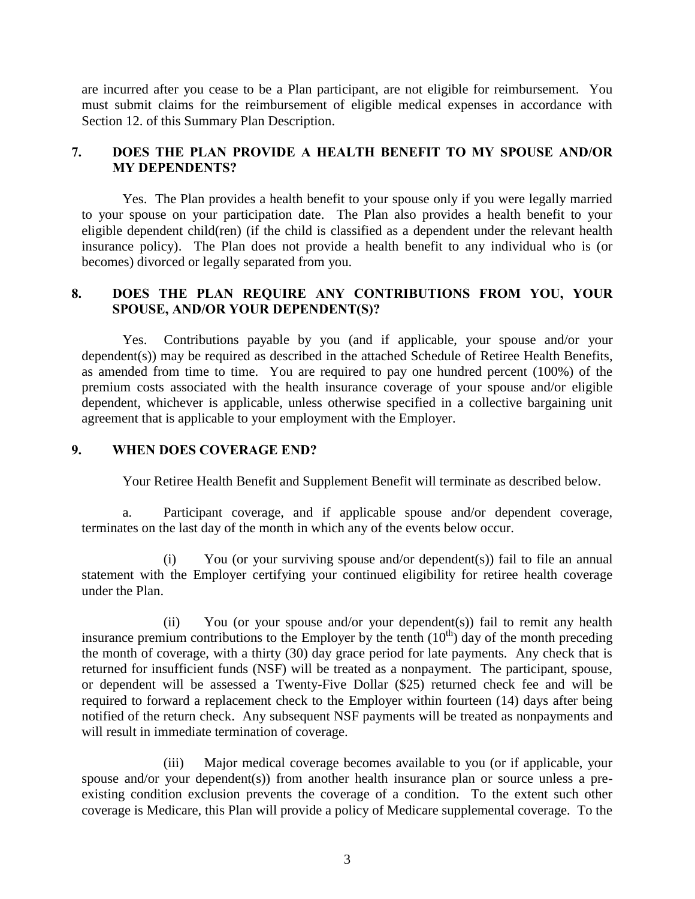are incurred after you cease to be a Plan participant, are not eligible for reimbursement. You must submit claims for the reimbursement of eligible medical expenses in accordance with Section 12. of this Summary Plan Description.

## 7. DOES THE PLAN PROVIDE A HEALTH BENEFIT TO MY SPOUSE AND/OR MY DEPENDENTS?

Yes. The Plan provides a health benefit to your spouse only if you were legally married to your spouse on your participation date. The Plan also provides a health benefit to your eligible dependent child(ren) (if the child is classified as a dependent under the relevant health insurance policy). The Plan does not provide a health benefit to any individual who is (or becomes) divorced or legally separated from you.

## 8. DOES THE PLAN REQUIRE ANY CONTRIBUTIONS FROM YOU, YOUR SPOUSE, AND/OR YOUR DEPENDENT(S)?

Yes. Contributions payable by you (and if applicable, your spouse and/or your dependent(s)) may be required as described in the attached Schedule of Retiree Health Benefits, as amended from time to time. You are required to pay one hundred percent (100%) of the premium costs associated with the health insurance coverage of your spouse and/or eligible dependent, whichever is applicable, unless otherwise specified in a collective bargaining unit agreement that is applicable to your employment with the Employer.

## 9. WHEN DOES COVERAGE END?

Your Retiree Health Benefit and Supplement Benefit will terminate as described below.

a. Participant coverage, and if applicable spouse and/or dependent coverage, terminates on the last day of the month in which any of the events below occur.

(i) You (or your surviving spouse and/or dependent(s)) fail to file an annual statement with the Employer certifying your continued eligibility for retiree health coverage under the Plan.

(ii) You (or your spouse and/or your dependent(s)) fail to remit any health insurance premium contributions to the Employer by the tenth (10th) day of the month preceding the month of coverage, with a thirty (30) day grace period for late payments. Any check that is returned for insufficient funds (NSF) will be treated as a nonpayment. The participant, spouse, or dependent will be assessed a Twenty-Five Dollar ($25) returned check fee and will be required to forward a replacement check to the Employer within fourteen (14) days after being notified of the return check. Any subsequent NSF payments will be treated as nonpayments and will result in immediate termination of coverage.

(iii) Major medical coverage becomes available to you (or if applicable, your spouse and/or your dependent(s)) from another health insurance plan or source unless a pre-existing condition exclusion prevents the coverage of a condition. To the extent such other coverage is Medicare, this Plan will provide a policy of Medicare supplemental coverage. To the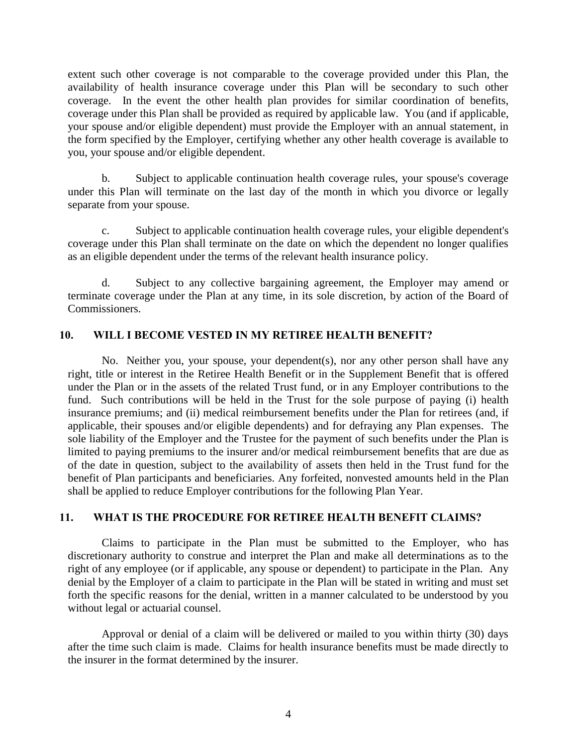extent such other coverage is not comparable to the coverage provided under this Plan, the availability of health insurance coverage under this Plan will be secondary to such other coverage. In the event the other health plan provides for similar coordination of benefits, coverage under this Plan shall be provided as required by applicable law. You (and if applicable, your spouse and/or eligible dependent) must provide the Employer with an annual statement, in the form specified by the Employer, certifying whether any other health coverage is available to you, your spouse and/or eligible dependent.

b. Subject to applicable continuation health coverage rules, your spouse's coverage under this Plan will terminate on the last day of the month in which you divorce or legally separate from your spouse.

c. Subject to applicable continuation health coverage rules, your eligible dependent's coverage under this Plan shall terminate on the date on which the dependent no longer qualifies as an eligible dependent under the terms of the relevant health insurance policy.

d. Subject to any collective bargaining agreement, the Employer may amend or terminate coverage under the Plan at any time, in its sole discretion, by action of the Board of Commissioners.

## 10. WILL I BECOME VESTED IN MY RETIREE HEALTH BENEFIT?

No. Neither you, your spouse, your dependent(s), nor any other person shall have any right, title or interest in the Retiree Health Benefit or in the Supplement Benefit that is offered under the Plan or in the assets of the related Trust fund, or in any Employer contributions to the fund. Such contributions will be held in the Trust for the sole purpose of paying (i) health insurance premiums; and (ii) medical reimbursement benefits under the Plan for retirees (and, if applicable, their spouses and/or eligible dependents) and for defraying any Plan expenses. The sole liability of the Employer and the Trustee for the payment of such benefits under the Plan is limited to paying premiums to the insurer and/or medical reimbursement benefits that are due as of the date in question, subject to the availability of assets then held in the Trust fund for the benefit of Plan participants and beneficiaries. Any forfeited, nonvested amounts held in the Plan shall be applied to reduce Employer contributions for the following Plan Year.

## 11. WHAT IS THE PROCEDURE FOR RETIREE HEALTH BENEFIT CLAIMS?

Claims to participate in the Plan must be submitted to the Employer, who has discretionary authority to construe and interpret the Plan and make all determinations as to the right of any employee (or if applicable, any spouse or dependent) to participate in the Plan. Any denial by the Employer of a claim to participate in the Plan will be stated in writing and must set forth the specific reasons for the denial, written in a manner calculated to be understood by you without legal or actuarial counsel.

Approval or denial of a claim will be delivered or mailed to you within thirty (30) days after the time such claim is made. Claims for health insurance benefits must be made directly to the insurer in the format determined by the insurer.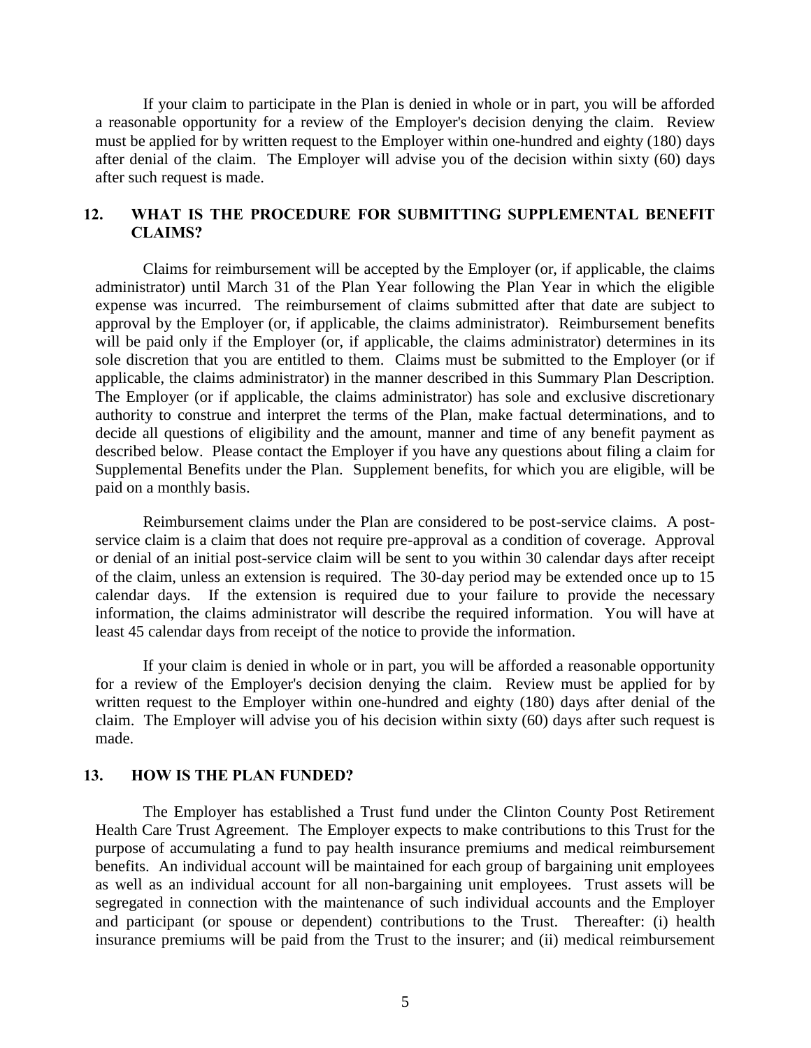If your claim to participate in the Plan is denied in whole or in part, you will be afforded a reasonable opportunity for a review of the Employer's decision denying the claim. Review must be applied for by written request to the Employer within one-hundred and eighty (180) days after denial of the claim. The Employer will advise you of the decision within sixty (60) days after such request is made.

## 12. WHAT IS THE PROCEDURE FOR SUBMITTING SUPPLEMENTAL BENEFIT CLAIMS?

Claims for reimbursement will be accepted by the Employer (or, if applicable, the claims administrator) until March 31 of the Plan Year following the Plan Year in which the eligible expense was incurred. The reimbursement of claims submitted after that date are subject to approval by the Employer (or, if applicable, the claims administrator). Reimbursement benefits will be paid only if the Employer (or, if applicable, the claims administrator) determines in its sole discretion that you are entitled to them. Claims must be submitted to the Employer (or if applicable, the claims administrator) in the manner described in this Summary Plan Description. The Employer (or if applicable, the claims administrator) has sole and exclusive discretionary authority to construe and interpret the terms of the Plan, make factual determinations, and to decide all questions of eligibility and the amount, manner and time of any benefit payment as described below. Please contact the Employer if you have any questions about filing a claim for Supplemental Benefits under the Plan. Supplement benefits, for which you are eligible, will be paid on a monthly basis.

Reimbursement claims under the Plan are considered to be post-service claims. A post-service claim is a claim that does not require pre-approval as a condition of coverage. Approval or denial of an initial post-service claim will be sent to you within 30 calendar days after receipt of the claim, unless an extension is required. The 30-day period may be extended once up to 15 calendar days. If the extension is required due to your failure to provide the necessary information, the claims administrator will describe the required information. You will have at least 45 calendar days from receipt of the notice to provide the information.

If your claim is denied in whole or in part, you will be afforded a reasonable opportunity for a review of the Employer's decision denying the claim. Review must be applied for by written request to the Employer within one-hundred and eighty (180) days after denial of the claim. The Employer will advise you of his decision within sixty (60) days after such request is made.

## 13. HOW IS THE PLAN FUNDED?

The Employer has established a Trust fund under the Clinton County Post Retirement Health Care Trust Agreement. The Employer expects to make contributions to this Trust for the purpose of accumulating a fund to pay health insurance premiums and medical reimbursement benefits. An individual account will be maintained for each group of bargaining unit employees as well as an individual account for all non-bargaining unit employees. Trust assets will be segregated in connection with the maintenance of such individual accounts and the Employer and participant (or spouse or dependent) contributions to the Trust. Thereafter: (i) health insurance premiums will be paid from the Trust to the insurer; and (ii) medical reimbursement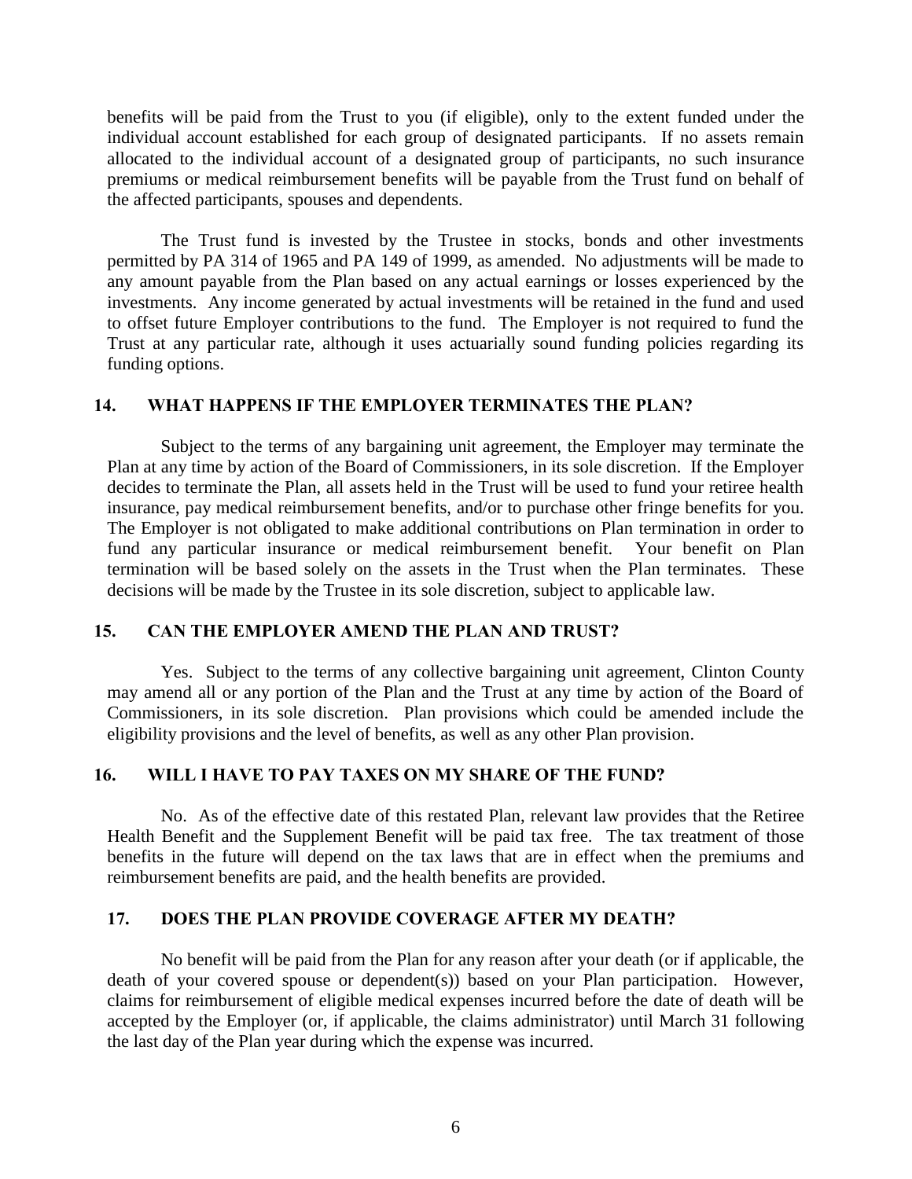benefits will be paid from the Trust to you (if eligible), only to the extent funded under the individual account established for each group of designated participants. If no assets remain allocated to the individual account of a designated group of participants, no such insurance premiums or medical reimbursement benefits will be payable from the Trust fund on behalf of the affected participants, spouses and dependents.

The Trust fund is invested by the Trustee in stocks, bonds and other investments permitted by PA 314 of 1965 and PA 149 of 1999, as amended. No adjustments will be made to any amount payable from the Plan based on any actual earnings or losses experienced by the investments. Any income generated by actual investments will be retained in the fund and used to offset future Employer contributions to the fund. The Employer is not required to fund the Trust at any particular rate, although it uses actuarially sound funding policies regarding its funding options.

## 14. WHAT HAPPENS IF THE EMPLOYER TERMINATES THE PLAN?

Subject to the terms of any bargaining unit agreement, the Employer may terminate the Plan at any time by action of the Board of Commissioners, in its sole discretion. If the Employer decides to terminate the Plan, all assets held in the Trust will be used to fund your retiree health insurance, pay medical reimbursement benefits, and/or to purchase other fringe benefits for you. The Employer is not obligated to make additional contributions on Plan termination in order to fund any particular insurance or medical reimbursement benefit. Your benefit on Plan termination will be based solely on the assets in the Trust when the Plan terminates. These decisions will be made by the Trustee in its sole discretion, subject to applicable law.

## 15. CAN THE EMPLOYER AMEND THE PLAN AND TRUST?

Yes. Subject to the terms of any collective bargaining unit agreement, Clinton County may amend all or any portion of the Plan and the Trust at any time by action of the Board of Commissioners, in its sole discretion. Plan provisions which could be amended include the eligibility provisions and the level of benefits, as well as any other Plan provision.

## 16. WILL I HAVE TO PAY TAXES ON MY SHARE OF THE FUND?

No. As of the effective date of this restated Plan, relevant law provides that the Retiree Health Benefit and the Supplement Benefit will be paid tax free. The tax treatment of those benefits in the future will depend on the tax laws that are in effect when the premiums and reimbursement benefits are paid, and the health benefits are provided.

## 17. DOES THE PLAN PROVIDE COVERAGE AFTER MY DEATH?

No benefit will be paid from the Plan for any reason after your death (or if applicable, the death of your covered spouse or dependent(s)) based on your Plan participation. However, claims for reimbursement of eligible medical expenses incurred before the date of death will be accepted by the Employer (or, if applicable, the claims administrator) until March 31 following the last day of the Plan year during which the expense was incurred.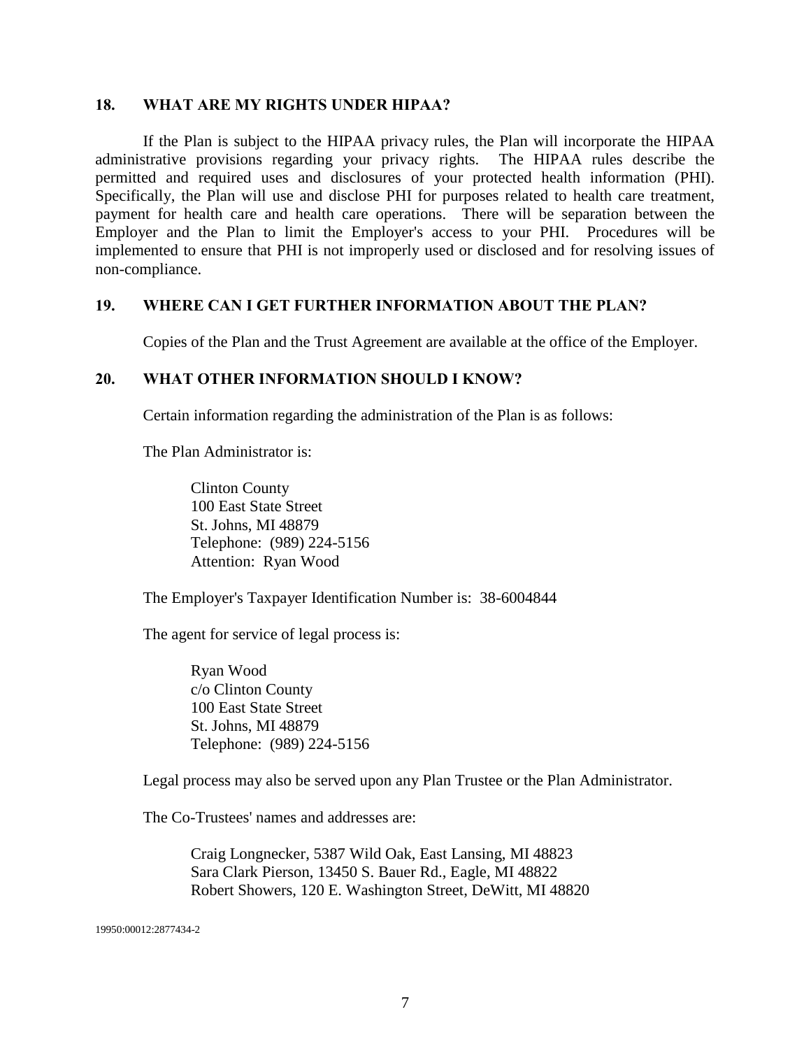## 18. WHAT ARE MY RIGHTS UNDER HIPAA?

If the Plan is subject to the HIPAA privacy rules, the Plan will incorporate the HIPAA administrative provisions regarding your privacy rights. The HIPAA rules describe the permitted and required uses and disclosures of your protected health information (PHI). Specifically, the Plan will use and disclose PHI for purposes related to health care treatment, payment for health care and health care operations. There will be separation between the Employer and the Plan to limit the Employer's access to your PHI. Procedures will be implemented to ensure that PHI is not improperly used or disclosed and for resolving issues of non-compliance.

## 19. WHERE CAN I GET FURTHER INFORMATION ABOUT THE PLAN?

Copies of the Plan and the Trust Agreement are available at the office of the Employer.

## 20. WHAT OTHER INFORMATION SHOULD I KNOW?

Certain information regarding the administration of the Plan is as follows:

The Plan Administrator is:

Clinton County
100 East State Street
St. Johns, MI 48879
Telephone: (989) 224-5156
Attention: Ryan Wood

The Employer's Taxpayer Identification Number is: 38-6004844

The agent for service of legal process is:

Ryan Wood
c/o Clinton County
100 East State Street
St. Johns, MI 48879
Telephone: (989) 224-5156

Legal process may also be served upon any Plan Trustee or the Plan Administrator.

The Co-Trustees' names and addresses are:

Craig Longnecker, 5387 Wild Oak, East Lansing, MI 48823
Sara Clark Pierson, 13450 S. Bauer Rd., Eagle, MI 48822
Robert Showers, 120 E. Washington Street, DeWitt, MI 48820

19950:00012:2877434-2